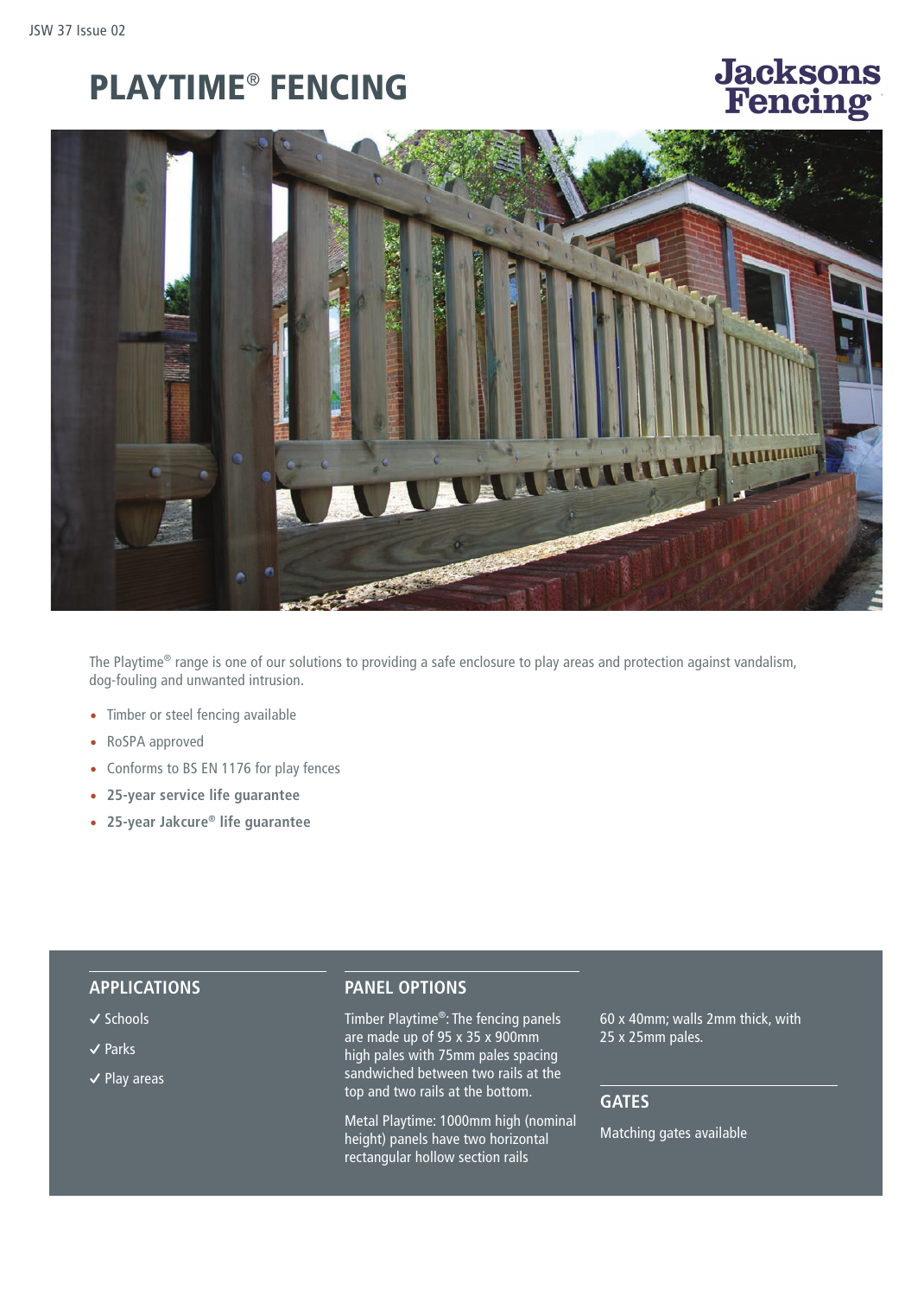# PLAYTIME® FENCING

Jacksons Fencing

The Playtime® range is one of our solutions to providing a safe enclosure to play areas and protection against vandalism, dog-fouling and unwanted intrusion.

- Timber or steel fencing available
- RoSPA approved
- Conforms to BS EN 1176 for play fences
- **25-year service life guarantee**
- **25-year Jakcure® life guarantee**

## APPLICATIONS

✓ Schools

✓ Parks

✓ Play areas

## PANEL OPTIONS

Timber Playtime®: The fencing panels are made up of 95 x 35 x 900mm high pales with 75mm pales spacing sandwiched between two rails at the top and two rails at the bottom.

Metal Playtime: 1000mm high (nominal height) panels have two horizontal rectangular hollow section rails 60 x 40mm; walls 2mm thick, with 25 x 25mm pales.

## GATES

Matching gates available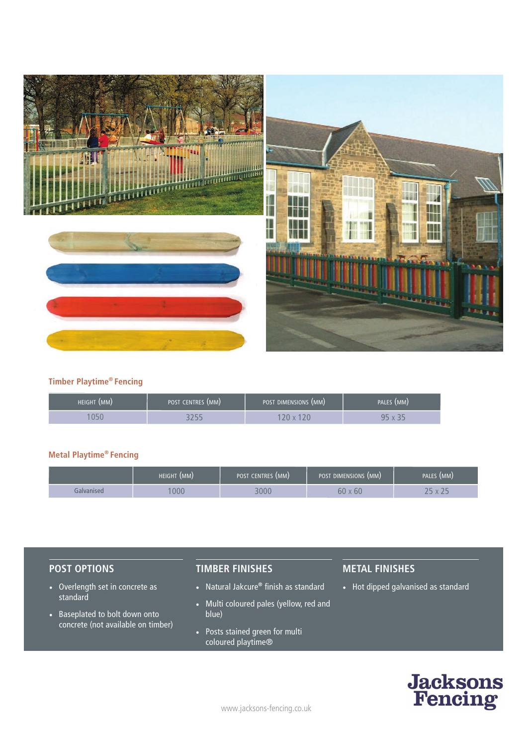### Timber Playtime® Fencing

| HEIGHT (MM) | POST CENTRES (MM) | POST DIMENSIONS (MM) | PALES (MM) |
|---|---|---|---|
| 1050 | 3255 | 120 x 120 | 95 x 35 |

### Metal Playtime® Fencing

| | HEIGHT (MM) | POST CENTRES (MM) | POST DIMENSIONS (MM) | PALES (MM) |
|---|---|---|---|---|
| Galvanised | 1000 | 3000 | 60 x 60 | 25 x 25 |

## POST OPTIONS

- Overlength set in concrete as standard
- Baseplated to bolt down onto concrete (not available on timber)

## TIMBER FINISHES

- Natural Jakcure® finish as standard
- Multi coloured pales (yellow, red and blue)
- Posts stained green for multi coloured playtime®

## METAL FINISHES

- Hot dipped galvanised as standard

www.jacksons-fencing.co.uk

Jacksons Fencing